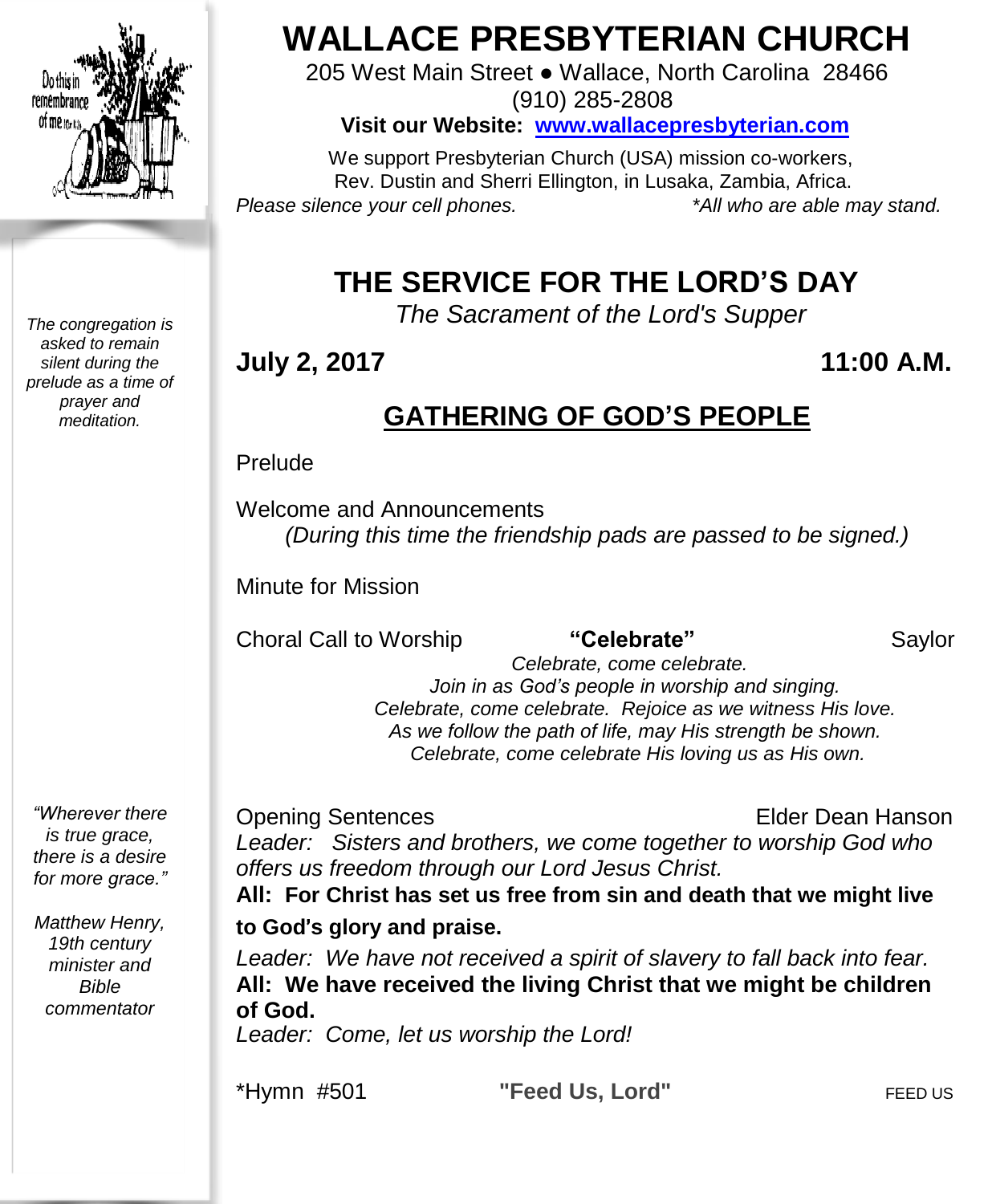# WALLACE PRESBYTERIAN CHURCH

205 West Main Street ● Wallace, North Carolina 28466
(910) 285-2808

**Visit our Website: [www.wallacepresbyterian.com](http://www.wallacepresbyterian.com)**

We support Presbyterian Church (USA) mission co-workers,
Rev. Dustin and Sherri Ellington, in Lusaka, Zambia, Africa.

*Please silence your cell phones.* *\*All who are able may stand.*

## THE SERVICE FOR THE LORD'S DAY

*The Sacrament of the Lord's Supper*

**July 2, 2017** **11:00 A.M.**

*The congregation is asked to remain silent during the prelude as a time of prayer and meditation.*

## GATHERING OF GOD'S PEOPLE

Prelude

Welcome and Announcements
*(During this time the friendship pads are passed to be signed.)*

Minute for Mission

Choral Call to Worship **"Celebrate"** Saylor

*Celebrate, come celebrate.*
*Join in as God's people in worship and singing.*
*Celebrate, come celebrate. Rejoice as we witness His love.*
*As we follow the path of life, may His strength be shown.*
*Celebrate, come celebrate His loving us as His own.*

*"Wherever there is true grace, there is a desire for more grace."*

*Matthew Henry, 19th century minister and Bible commentator*

Opening Sentences Elder Dean Hanson

*Leader: Sisters and brothers, we come together to worship God who offers us freedom through our Lord Jesus Christ.*

**All: For Christ has set us free from sin and death that we might live to God's glory and praise.**

*Leader: We have not received a spirit of slavery to fall back into fear.*

**All: We have received the living Christ that we might be children of God.**

*Leader: Come, let us worship the Lord!*

\*Hymn #501 **"Feed Us, Lord"** FEED US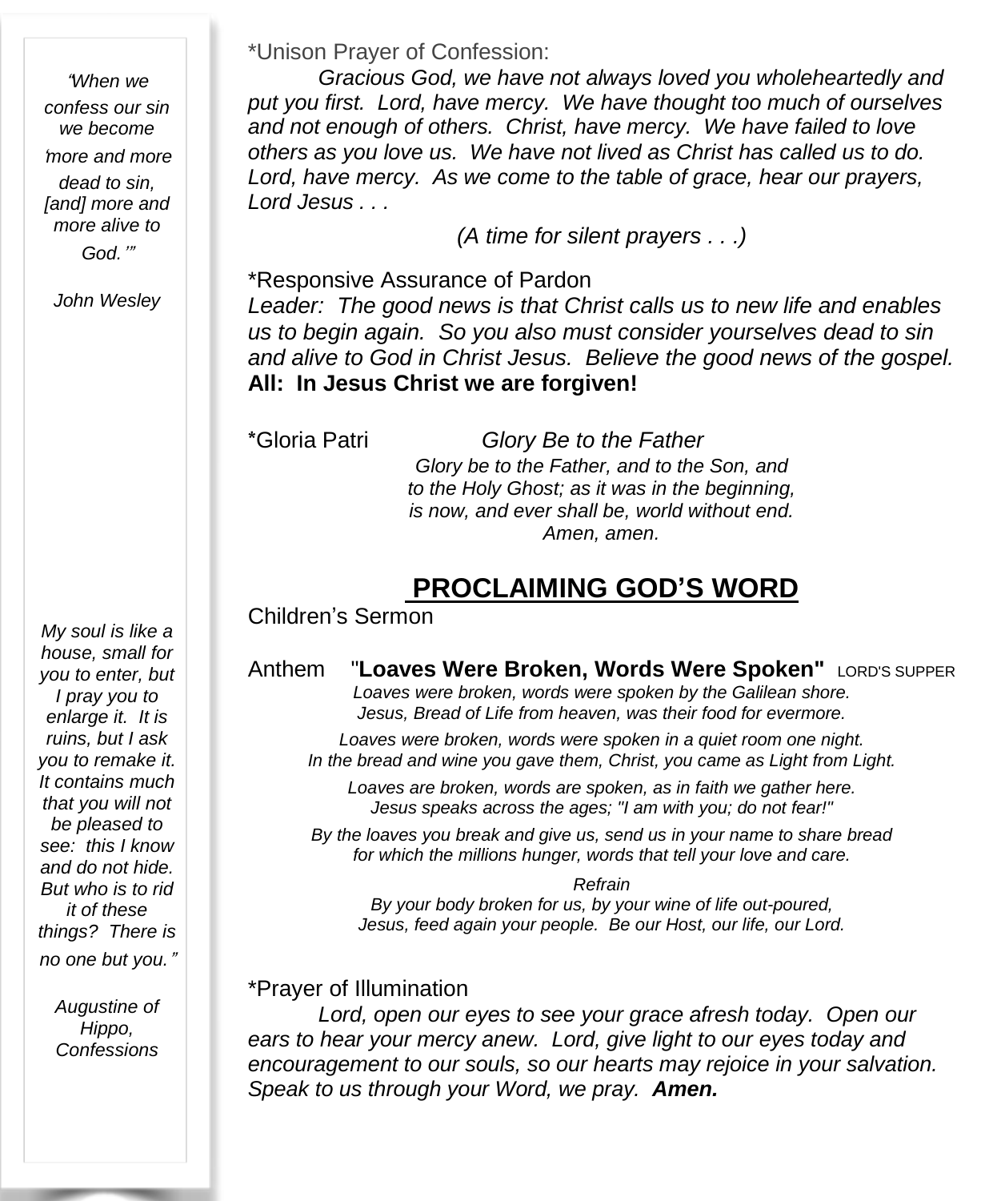*"When we confess our sin we become 'more and more dead to sin, [and] more and more alive to God.'"*

*John Wesley*

*My soul is like a house, small for you to enter, but I pray you to enlarge it. It is ruins, but I ask you to remake it. It contains much that you will not be pleased to see: this I know and do not hide. But who is to rid it of these things? There is no one but you."*

*Augustine of Hippo, Confessions*

*Unison Prayer of Confession:

*Gracious God, we have not always loved you wholeheartedly and put you first. Lord, have mercy. We have thought too much of ourselves and not enough of others. Christ, have mercy. We have failed to love others as you love us. We have not lived as Christ has called us to do. Lord, have mercy. As we come to the table of grace, hear our prayers, Lord Jesus . . .*

*(A time for silent prayers . . .)*

*Responsive Assurance of Pardon

*Leader: The good news is that Christ calls us to new life and enables us to begin again. So you also must consider yourselves dead to sin and alive to God in Christ Jesus. Believe the good news of the gospel.*

**All: In Jesus Christ we are forgiven!**

*Gloria Patri *Glory Be to the Father*

*Glory be to the Father, and to the Son, and*
*to the Holy Ghost; as it was in the beginning,*
*is now, and ever shall be, world without end.*
*Amen, amen.*

## PROCLAIMING GOD'S WORD

Children's Sermon

Anthem "**Loaves Were Broken, Words Were Spoken**" LORD'S SUPPER

*Loaves were broken, words were spoken by the Galilean shore.*
*Jesus, Bread of Life from heaven, was their food for evermore.*

*Loaves were broken, words were spoken in a quiet room one night.*
*In the bread and wine you gave them, Christ, you came as Light from Light.*

*Loaves are broken, words are spoken, as in faith we gather here.*
*Jesus speaks across the ages; "I am with you; do not fear!"*

*By the loaves you break and give us, send us in your name to share bread*
*for which the millions hunger, words that tell your love and care.*

*Refrain*
*By your body broken for us, by your wine of life out-poured,*
*Jesus, feed again your people. Be our Host, our life, our Lord.*

*Prayer of Illumination

*Lord, open our eyes to see your grace afresh today. Open our ears to hear your mercy anew. Lord, give light to our eyes today and encouragement to our souls, so our hearts may rejoice in your salvation. Speak to us through your Word, we pray.* ***Amen.***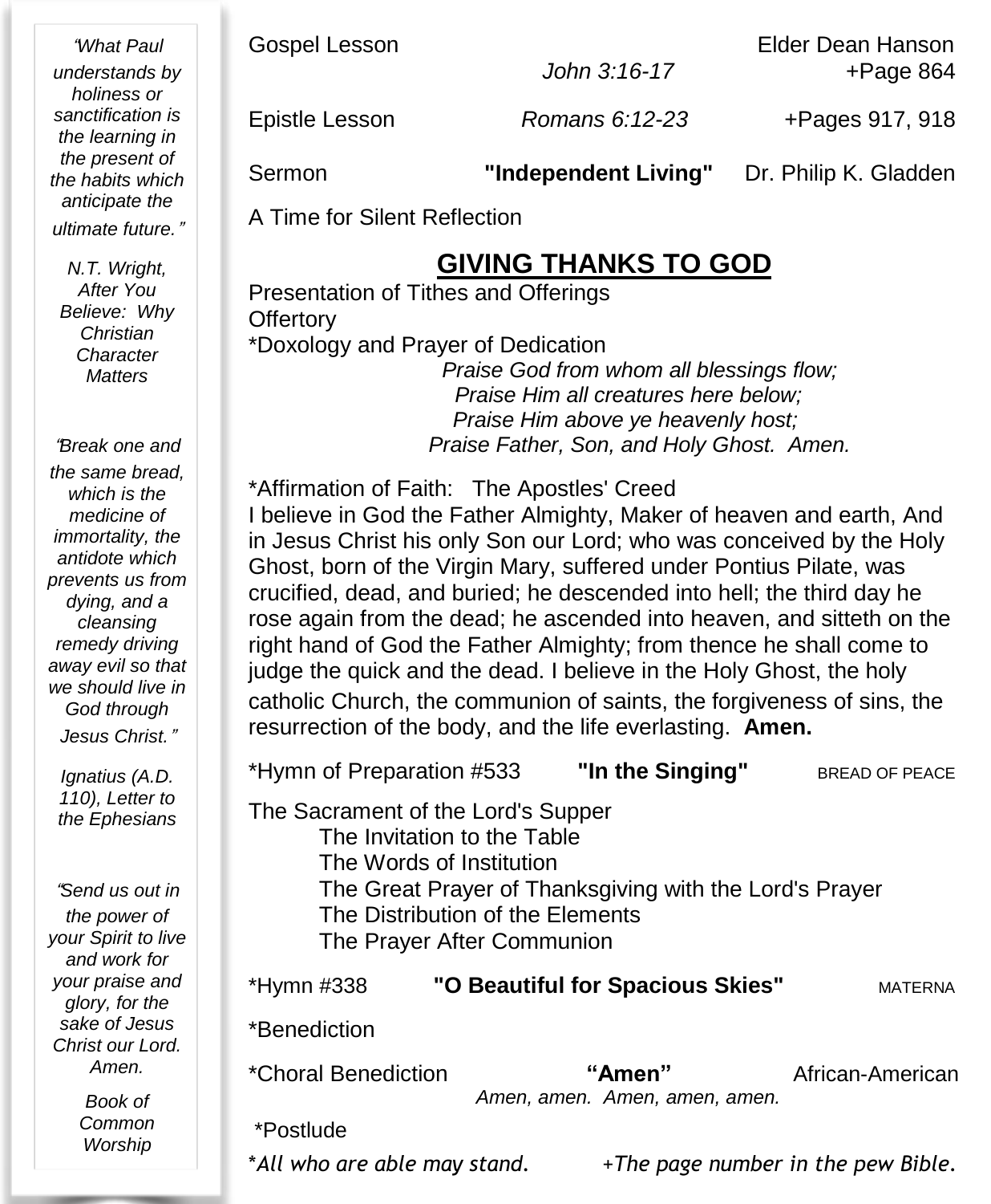Gospel Lesson — *John 3:16-17* — Elder Dean Hanson — +Page 864

Epistle Lesson — *Romans 6:12-23* — +Pages 917, 918

Sermon — **"Independent Living"** — Dr. Philip K. Gladden

A Time for Silent Reflection

## GIVING THANKS TO GOD

Presentation of Tithes and Offerings

Offertory

*Doxology and Prayer of Dedication

*Praise God from whom all blessings flow;*
*Praise Him all creatures here below;*
*Praise Him above ye heavenly host;*
*Praise Father, Son, and Holy Ghost. Amen.*

*Affirmation of Faith: The Apostles' Creed

I believe in God the Father Almighty, Maker of heaven and earth, And in Jesus Christ his only Son our Lord; who was conceived by the Holy Ghost, born of the Virgin Mary, suffered under Pontius Pilate, was crucified, dead, and buried; he descended into hell; the third day he rose again from the dead; he ascended into heaven, and sitteth on the right hand of God the Father Almighty; from thence he shall come to judge the quick and the dead. I believe in the Holy Ghost, the holy catholic Church, the communion of saints, the forgiveness of sins, the resurrection of the body, and the life everlasting. **Amen.**

*Hymn of Preparation #533 — **"In the Singing"** — BREAD OF PEACE

The Sacrament of the Lord's Supper

- The Invitation to the Table
- The Words of Institution
- The Great Prayer of Thanksgiving with the Lord's Prayer
- The Distribution of the Elements
- The Prayer After Communion

*Hymn #338 — **"O Beautiful for Spacious Skies"** — MATERNA

*Benediction

*Choral Benediction — **"Amen"** — African-American

*Amen, amen. Amen, amen, amen.*

*Postlude

**All who are able may stand.* +*The page number in the pew Bible.*

---

*"What Paul understands by holiness or sanctification is the learning in the present of the habits which anticipate the ultimate future."*

*N.T. Wright, After You Believe: Why Christian Character Matters*

*"Break one and the same bread, which is the medicine of immortality, the antidote which prevents us from dying, and a cleansing remedy driving away evil so that we should live in God through Jesus Christ."*

*Ignatius (A.D. 110), Letter to the Ephesians*

*"Send us out in the power of your Spirit to live and work for your praise and glory, for the sake of Jesus Christ our Lord. Amen.*

*Book of Common Worship*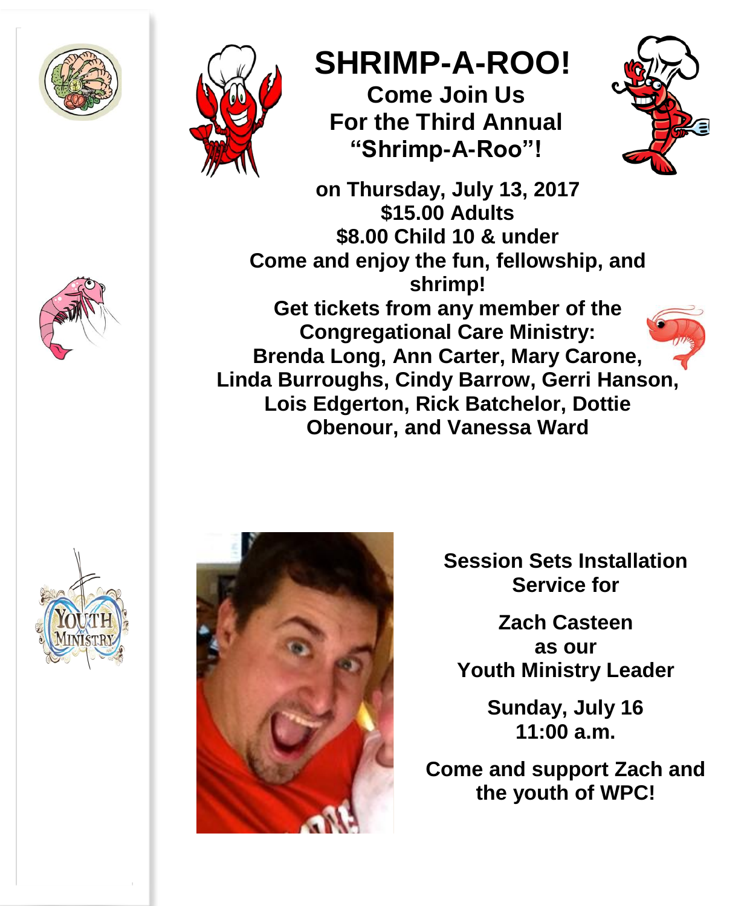# SHRIMP-A-ROO!

**Come Join Us**
**For the Third Annual**
**"Shrimp-A-Roo"!**

**on Thursday, July 13, 2017**
**$15.00 Adults**
**$8.00 Child 10 & under**
**Come and enjoy the fun, fellowship, and shrimp!**
**Get tickets from any member of the Congregational Care Ministry:**
**Brenda Long, Ann Carter, Mary Carone, Linda Burroughs, Cindy Barrow, Gerri Hanson, Lois Edgerton, Rick Batchelor, Dottie Obenour, and Vanessa Ward**

**Session Sets Installation Service for**

**Zach Casteen**
**as our**
**Youth Ministry Leader**

**Sunday, July 16**
**11:00 a.m.**

**Come and support Zach and the youth of WPC!**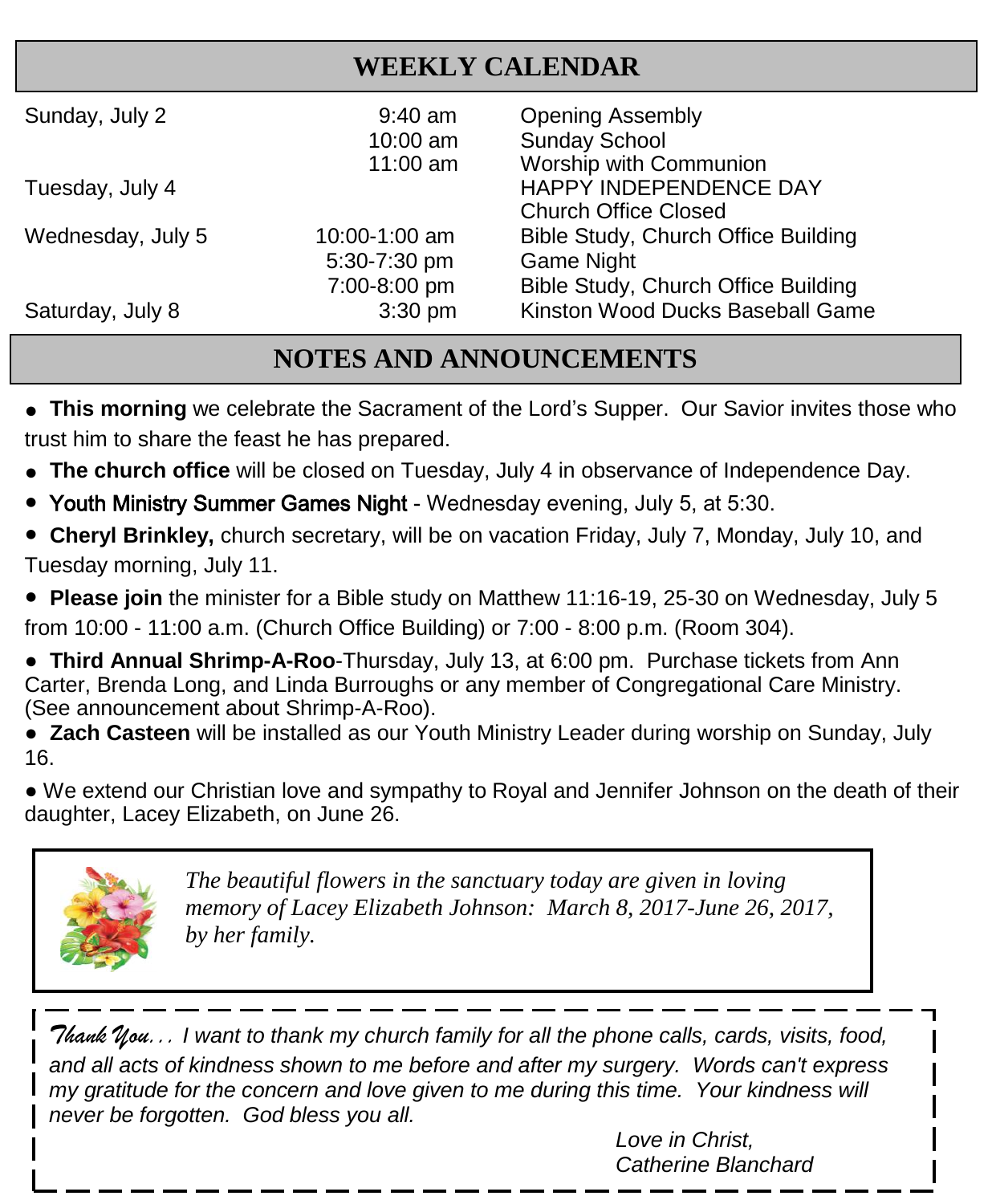## WEEKLY CALENDAR

| | | |
|---|---|---|
| Sunday, July 2 | 9:40 am | Opening Assembly |
| | 10:00 am | Sunday School |
| | 11:00 am | Worship with Communion |
| Tuesday, July 4 | | HAPPY INDEPENDENCE DAY |
| | | Church Office Closed |
| Wednesday, July 5 | 10:00-1:00 am | Bible Study, Church Office Building |
| | 5:30-7:30 pm | Game Night |
| | 7:00-8:00 pm | Bible Study, Church Office Building |
| Saturday, July 8 | 3:30 pm | Kinston Wood Ducks Baseball Game |

## NOTES AND ANNOUNCEMENTS

- **This morning** we celebrate the Sacrament of the Lord's Supper. Our Savior invites those who trust him to share the feast he has prepared.
- **The church office** will be closed on Tuesday, July 4 in observance of Independence Day.
- **Youth Ministry Summer Games Night** - Wednesday evening, July 5, at 5:30.
- **Cheryl Brinkley,** church secretary, will be on vacation Friday, July 7, Monday, July 10, and Tuesday morning, July 11.
- **Please join** the minister for a Bible study on Matthew 11:16-19, 25-30 on Wednesday, July 5 from 10:00 - 11:00 a.m. (Church Office Building) or 7:00 - 8:00 p.m. (Room 304).
- **Third Annual Shrimp-A-Roo**-Thursday, July 13, at 6:00 pm. Purchase tickets from Ann Carter, Brenda Long, and Linda Burroughs or any member of Congregational Care Ministry. (See announcement about Shrimp-A-Roo).
- **Zach Casteen** will be installed as our Youth Ministry Leader during worship on Sunday, July 16.
- We extend our Christian love and sympathy to Royal and Jennifer Johnson on the death of their daughter, Lacey Elizabeth, on June 26.

*The beautiful flowers in the sanctuary today are given in loving memory of Lacey Elizabeth Johnson: March 8, 2017-June 26, 2017, by her family.*

*Thank You... I want to thank my church family for all the phone calls, cards, visits, food, and all acts of kindness shown to me before and after my surgery. Words can't express my gratitude for the concern and love given to me during this time. Your kindness will never be forgotten. God bless you all.*

*Love in Christ,*
*Catherine Blanchard*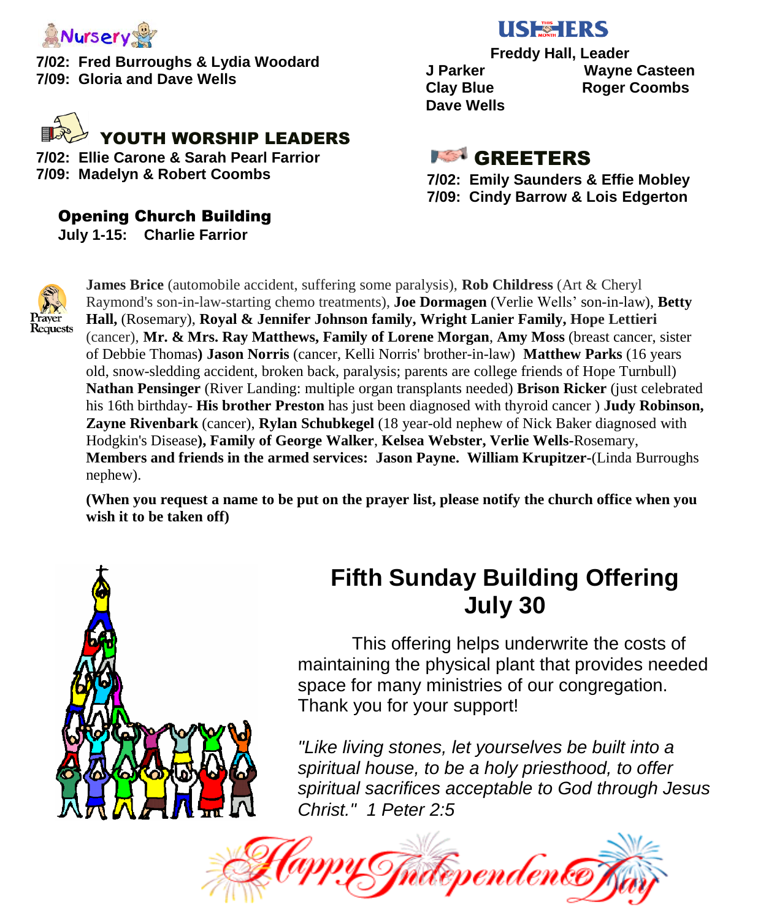## Nursery

**7/02: Fred Burroughs & Lydia Woodard**
**7/09: Gloria and Dave Wells**

## YOUTH WORSHIP LEADERS

**7/02: Ellie Carone & Sarah Pearl Farrior**
**7/09: Madelyn & Robert Coombs**

### Opening Church Building

**July 1-15: Charlie Farrior**

## USHERS

**Freddy Hall, Leader**

**J Parker**
**Wayne Casteen**
**Clay Blue**
**Roger Coombs**
**Dave Wells**

## GREETERS

**7/02: Emily Saunders & Effie Mobley**
**7/09: Cindy Barrow & Lois Edgerton**

## Prayer Requests

**James Brice** (automobile accident, suffering some paralysis), **Rob Childress** (Art & Cheryl Raymond's son-in-law-starting chemo treatments), **Joe Dormagen** (Verlie Wells' son-in-law), **Betty Hall,** (Rosemary), **Royal & Jennifer Johnson family, Wright Lanier Family, Hope Lettieri** (cancer), **Mr. & Mrs. Ray Matthews, Family of Lorene Morgan**, **Amy Moss** (breast cancer, sister of Debbie Thomas**) Jason Norris** (cancer, Kelli Norris' brother-in-law) **Matthew Parks** (16 years old, snow-sledding accident, broken back, paralysis; parents are college friends of Hope Turnbull) **Nathan Pensinger** (River Landing: multiple organ transplants needed) **Brison Ricker** (just celebrated his 16th birthday- **His brother Preston** has just been diagnosed with thyroid cancer ) **Judy Robinson, Zayne Rivenbark** (cancer), **Rylan Schubkegel** (18 year-old nephew of Nick Baker diagnosed with Hodgkin's Disease**), Family of George Walker**, **Kelsea Webster, Verlie Wells-**Rosemary, **Members and friends in the armed services: Jason Payne. William Krupitzer-**(Linda Burroughs nephew).

**(When you request a name to be put on the prayer list, please notify the church office when you wish it to be taken off)**

## Fifth Sunday Building Offering July 30

This offering helps underwrite the costs of maintaining the physical plant that provides needed space for many ministries of our congregation. Thank you for your support!

*"Like living stones, let yourselves be built into a spiritual house, to be a holy priesthood, to offer spiritual sacrifices acceptable to God through Jesus Christ." 1 Peter 2:5*

Happy Independence Day